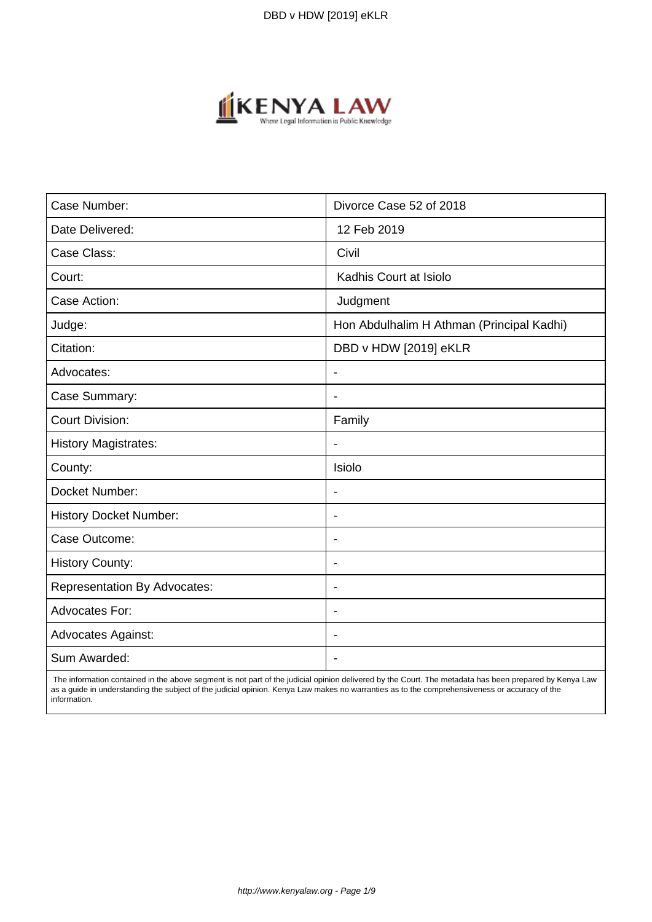| Case Number: | Divorce Case 52 of 2018 |
| --- | --- |
| Date Delivered: | 12 Feb 2019 |
| Case Class: | Civil |
| Court: | Kadhis Court at Isiolo |
| Case Action: | Judgment |
| Judge: | Hon Abdulhalim H Athman (Principal Kadhi) |
| Citation: | DBD v HDW [2019] eKLR |
| Advocates: | - |
| Case Summary: | - |
| Court Division: | Family |
| History Magistrates: | - |
| County: | Isiolo |
| Docket Number: | - |
| History Docket Number: | - |
| Case Outcome: | - |
| History County: | - |
| Representation By Advocates: | - |
| Advocates For: | - |
| Advocates Against: | - |
| Sum Awarded: | - |

The information contained in the above segment is not part of the judicial opinion delivered by the Court. The metadata has been prepared by Kenya Law as a guide in understanding the subject of the judicial opinion. Kenya Law makes no warranties as to the comprehensiveness or accuracy of the information.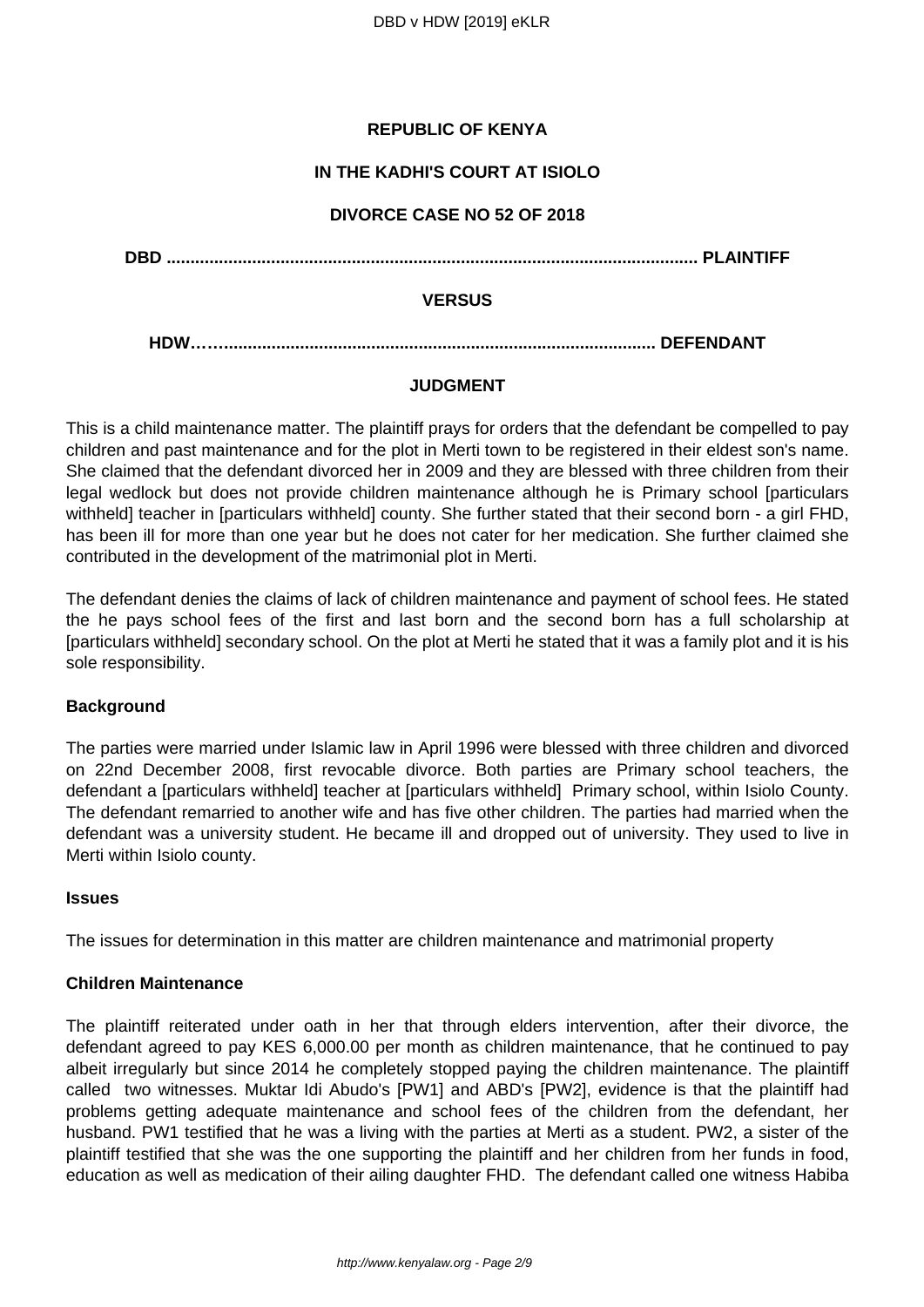**REPUBLIC OF KENYA**

**IN THE KADHI'S COURT AT ISIOLO**

**DIVORCE CASE NO 52 OF 2018**

**DBD ............................................................................................................. PLAINTIFF**

**VERSUS**

**HDW……......................................................................................... DEFENDANT**

**JUDGMENT**

This is a child maintenance matter. The plaintiff prays for orders that the defendant be compelled to pay children and past maintenance and for the plot in Merti town to be registered in their eldest son's name. She claimed that the defendant divorced her in 2009 and they are blessed with three children from their legal wedlock but does not provide children maintenance although he is Primary school [particulars withheld] teacher in [particulars withheld] county. She further stated that their second born - a girl FHD, has been ill for more than one year but he does not cater for her medication. She further claimed she contributed in the development of the matrimonial plot in Merti.

The defendant denies the claims of lack of children maintenance and payment of school fees. He stated the he pays school fees of the first and last born and the second born has a full scholarship at [particulars withheld] secondary school. On the plot at Merti he stated that it was a family plot and it is his sole responsibility.

**Background**

The parties were married under Islamic law in April 1996 were blessed with three children and divorced on 22nd December 2008, first revocable divorce. Both parties are Primary school teachers, the defendant a [particulars withheld] teacher at [particulars withheld] Primary school, within Isiolo County. The defendant remarried to another wife and has five other children. The parties had married when the defendant was a university student. He became ill and dropped out of university. They used to live in Merti within Isiolo county.

**Issues**

The issues for determination in this matter are children maintenance and matrimonial property

**Children Maintenance**

The plaintiff reiterated under oath in her that through elders intervention, after their divorce, the defendant agreed to pay KES 6,000.00 per month as children maintenance, that he continued to pay albeit irregularly but since 2014 he completely stopped paying the children maintenance. The plaintiff called two witnesses. Muktar Idi Abudo's [PW1] and ABD's [PW2], evidence is that the plaintiff had problems getting adequate maintenance and school fees of the children from the defendant, her husband. PW1 testified that he was a living with the parties at Merti as a student. PW2, a sister of the plaintiff testified that she was the one supporting the plaintiff and her children from her funds in food, education as well as medication of their ailing daughter FHD. The defendant called one witness Habiba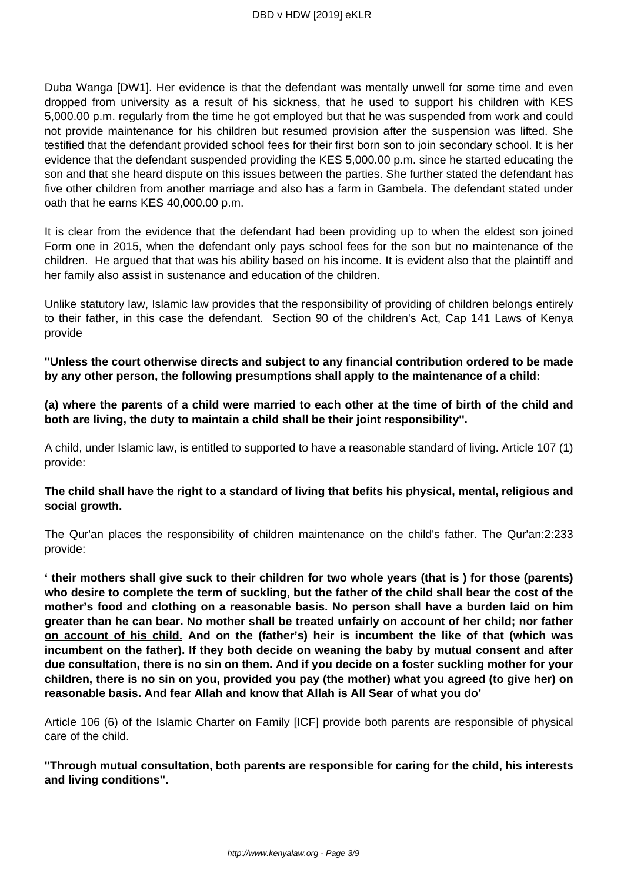Duba Wanga [DW1]. Her evidence is that the defendant was mentally unwell for some time and even dropped from university as a result of his sickness, that he used to support his children with KES 5,000.00 p.m. regularly from the time he got employed but that he was suspended from work and could not provide maintenance for his children but resumed provision after the suspension was lifted. She testified that the defendant provided school fees for their first born son to join secondary school. It is her evidence that the defendant suspended providing the KES 5,000.00 p.m. since he started educating the son and that she heard dispute on this issues between the parties. She further stated the defendant has five other children from another marriage and also has a farm in Gambela. The defendant stated under oath that he earns KES 40,000.00 p.m.

It is clear from the evidence that the defendant had been providing up to when the eldest son joined Form one in 2015, when the defendant only pays school fees for the son but no maintenance of the children. He argued that that was his ability based on his income. It is evident also that the plaintiff and her family also assist in sustenance and education of the children.

Unlike statutory law, Islamic law provides that the responsibility of providing of children belongs entirely to their father, in this case the defendant. Section 90 of the children's Act, Cap 141 Laws of Kenya provide

**"Unless the court otherwise directs and subject to any financial contribution ordered to be made by any other person, the following presumptions shall apply to the maintenance of a child:**

**(a) where the parents of a child were married to each other at the time of birth of the child and both are living, the duty to maintain a child shall be their joint responsibility".**

A child, under Islamic law, is entitled to supported to have a reasonable standard of living. Article 107 (1) provide:

**The child shall have the right to a standard of living that befits his physical, mental, religious and social growth.**

The Qur'an places the responsibility of children maintenance on the child's father. The Qur'an:2:233 provide:

**' their mothers shall give suck to their children for two whole years (that is ) for those (parents) who desire to complete the term of suckling, <u>but the father of the child shall bear the cost of the mother's food and clothing on a reasonable basis. No person shall have a burden laid on him greater than he can bear. No mother shall be treated unfairly on account of her child; nor father on account of his child.</u> And on the (father's) heir is incumbent the like of that (which was incumbent on the father). If they both decide on weaning the baby by mutual consent and after due consultation, there is no sin on them. And if you decide on a foster suckling mother for your children, there is no sin on you, provided you pay (the mother) what you agreed (to give her) on reasonable basis. And fear Allah and know that Allah is All Sear of what you do'**

Article 106 (6) of the Islamic Charter on Family [ICF] provide both parents are responsible of physical care of the child.

**"Through mutual consultation, both parents are responsible for caring for the child, his interests and living conditions".**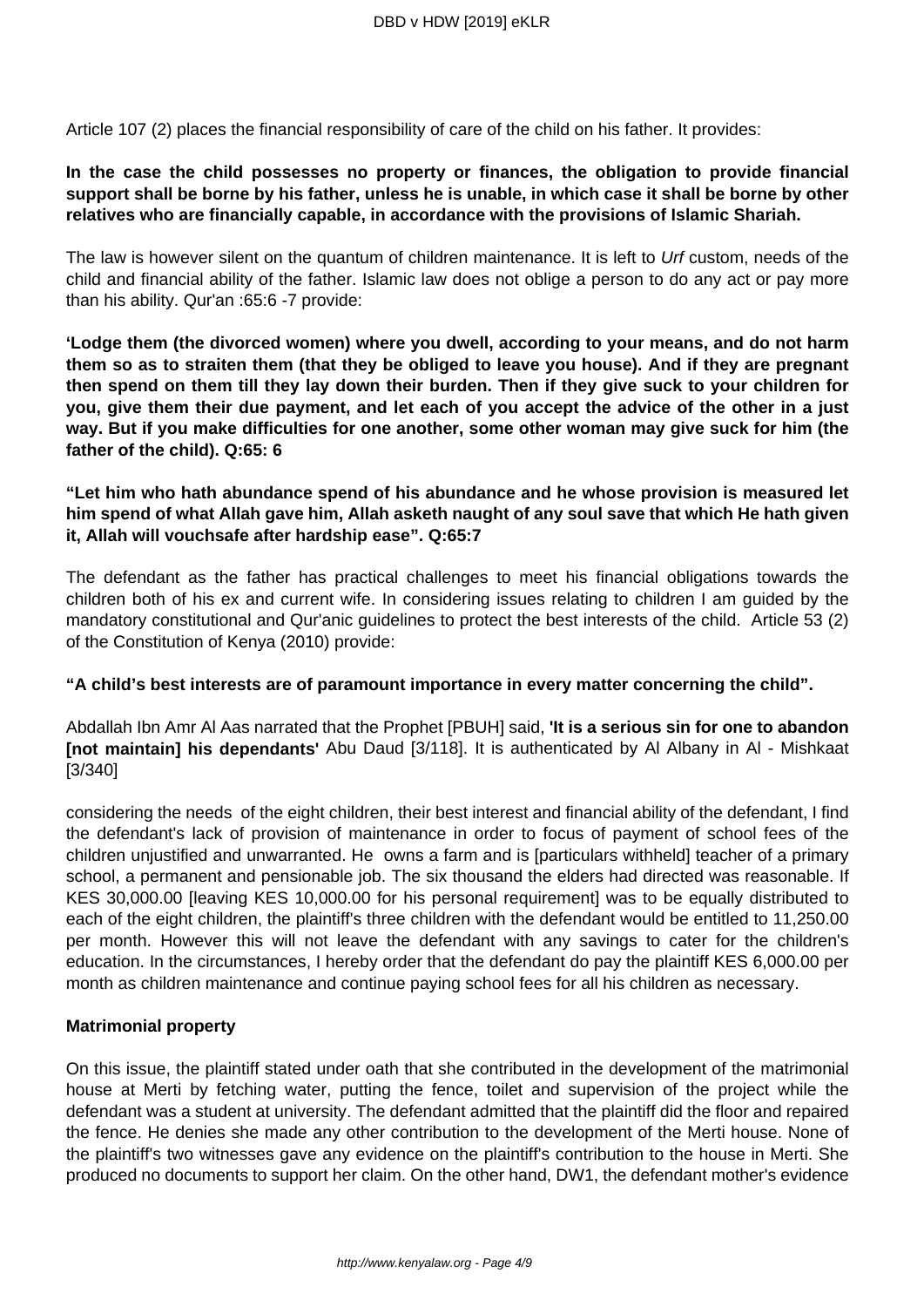Article 107 (2) places the financial responsibility of care of the child on his father. It provides:

**In the case the child possesses no property or finances, the obligation to provide financial support shall be borne by his father, unless he is unable, in which case it shall be borne by other relatives who are financially capable, in accordance with the provisions of Islamic Shariah.**

The law is however silent on the quantum of children maintenance. It is left to *Urf* custom, needs of the child and financial ability of the father. Islamic law does not oblige a person to do any act or pay more than his ability. Qur'an :65:6 -7 provide:

**'Lodge them (the divorced women) where you dwell, according to your means, and do not harm them so as to straiten them (that they be obliged to leave you house). And if they are pregnant then spend on them till they lay down their burden. Then if they give suck to your children for you, give them their due payment, and let each of you accept the advice of the other in a just way. But if you make difficulties for one another, some other woman may give suck for him (the father of the child). Q:65: 6**

**"Let him who hath abundance spend of his abundance and he whose provision is measured let him spend of what Allah gave him, Allah asketh naught of any soul save that which He hath given it, Allah will vouchsafe after hardship ease". Q:65:7**

The defendant as the father has practical challenges to meet his financial obligations towards the children both of his ex and current wife. In considering issues relating to children I am guided by the mandatory constitutional and Qur'anic guidelines to protect the best interests of the child. Article 53 (2) of the Constitution of Kenya (2010) provide:

**"A child's best interests are of paramount importance in every matter concerning the child".**

Abdallah Ibn Amr Al Aas narrated that the Prophet [PBUH] said, **'It is a serious sin for one to abandon [not maintain] his dependants'** Abu Daud [3/118]. It is authenticated by Al Albany in Al - Mishkaat [3/340]

considering the needs of the eight children, their best interest and financial ability of the defendant, I find the defendant's lack of provision of maintenance in order to focus of payment of school fees of the children unjustified and unwarranted. He owns a farm and is [particulars withheld] teacher of a primary school, a permanent and pensionable job. The six thousand the elders had directed was reasonable. If KES 30,000.00 [leaving KES 10,000.00 for his personal requirement] was to be equally distributed to each of the eight children, the plaintiff's three children with the defendant would be entitled to 11,250.00 per month. However this will not leave the defendant with any savings to cater for the children's education. In the circumstances, I hereby order that the defendant do pay the plaintiff KES 6,000.00 per month as children maintenance and continue paying school fees for all his children as necessary.

**Matrimonial property**

On this issue, the plaintiff stated under oath that she contributed in the development of the matrimonial house at Merti by fetching water, putting the fence, toilet and supervision of the project while the defendant was a student at university. The defendant admitted that the plaintiff did the floor and repaired the fence. He denies she made any other contribution to the development of the Merti house. None of the plaintiff's two witnesses gave any evidence on the plaintiff's contribution to the house in Merti. She produced no documents to support her claim. On the other hand, DW1, the defendant mother's evidence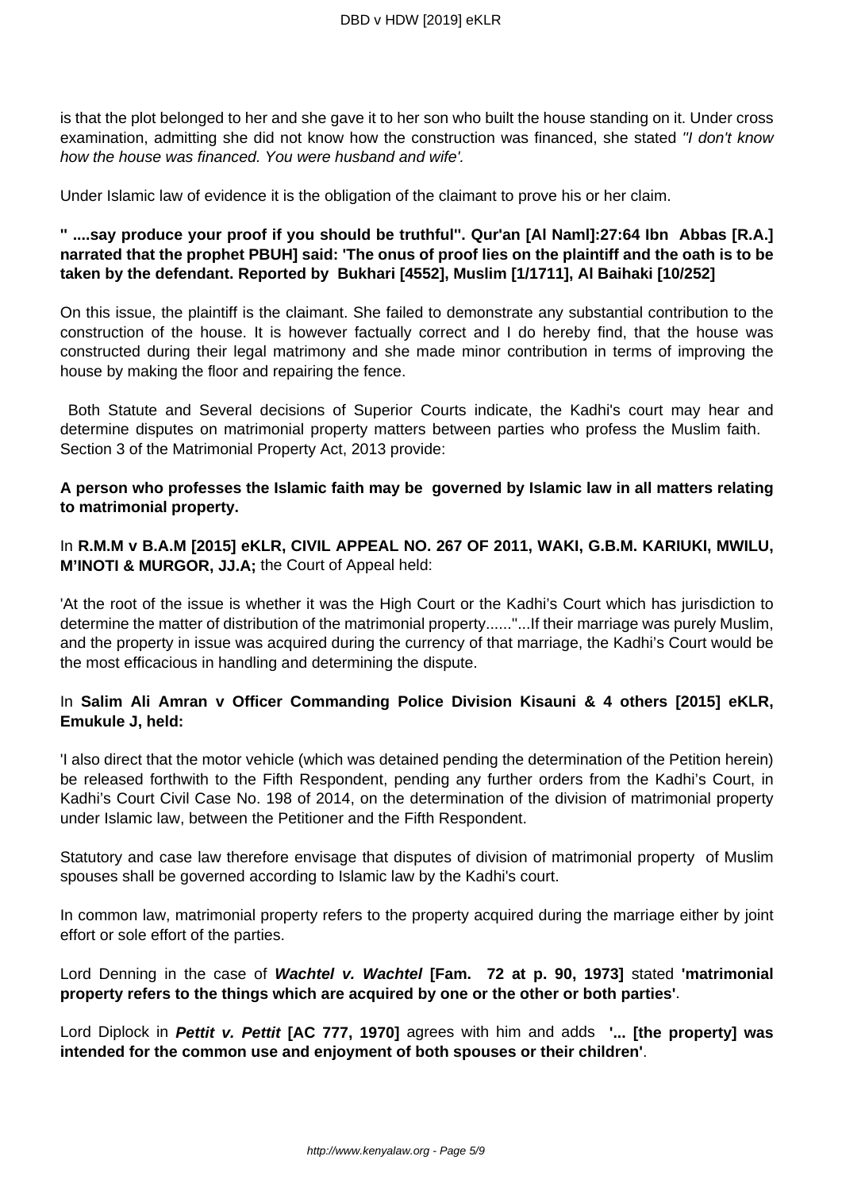is that the plot belonged to her and she gave it to her son who built the house standing on it. Under cross examination, admitting she did not know how the construction was financed, she stated *"I don't know how the house was financed. You were husband and wife'.*

Under Islamic law of evidence it is the obligation of the claimant to prove his or her claim.

**" ....say produce your proof if you should be truthful". Qur'an [Al Naml]:27:64 Ibn Abbas [R.A.] narrated that the prophet PBUH] said: 'The onus of proof lies on the plaintiff and the oath is to be taken by the defendant. Reported by Bukhari [4552], Muslim [1/1711], Al Baihaki [10/252]**

On this issue, the plaintiff is the claimant. She failed to demonstrate any substantial contribution to the construction of the house. It is however factually correct and I do hereby find, that the house was constructed during their legal matrimony and she made minor contribution in terms of improving the house by making the floor and repairing the fence.

Both Statute and Several decisions of Superior Courts indicate, the Kadhi's court may hear and determine disputes on matrimonial property matters between parties who profess the Muslim faith. Section 3 of the Matrimonial Property Act, 2013 provide:

**A person who professes the Islamic faith may be governed by Islamic law in all matters relating to matrimonial property.**

In **R.M.M v B.A.M [2015] eKLR, CIVIL APPEAL NO. 267 OF 2011, WAKI, G.B.M. KARIUKI, MWILU, M'INOTI & MURGOR, JJ.A;** the Court of Appeal held:

'At the root of the issue is whether it was the High Court or the Kadhi's Court which has jurisdiction to determine the matter of distribution of the matrimonial property......"...If their marriage was purely Muslim, and the property in issue was acquired during the currency of that marriage, the Kadhi's Court would be the most efficacious in handling and determining the dispute.

In **Salim Ali Amran v Officer Commanding Police Division Kisauni & 4 others [2015] eKLR, Emukule J, held:**

'I also direct that the motor vehicle (which was detained pending the determination of the Petition herein) be released forthwith to the Fifth Respondent, pending any further orders from the Kadhi's Court, in Kadhi's Court Civil Case No. 198 of 2014, on the determination of the division of matrimonial property under Islamic law, between the Petitioner and the Fifth Respondent.

Statutory and case law therefore envisage that disputes of division of matrimonial property of Muslim spouses shall be governed according to Islamic law by the Kadhi's court.

In common law, matrimonial property refers to the property acquired during the marriage either by joint effort or sole effort of the parties.

Lord Denning in the case of ***Wachtel v. Wachtel*** **[Fam. 72 at p. 90, 1973]** stated **'matrimonial property refers to the things which are acquired by one or the other or both parties'**.

Lord Diplock in ***Pettit v. Pettit*** **[AC 777, 1970]** agrees with him and adds **'... [the property] was intended for the common use and enjoyment of both spouses or their children'**.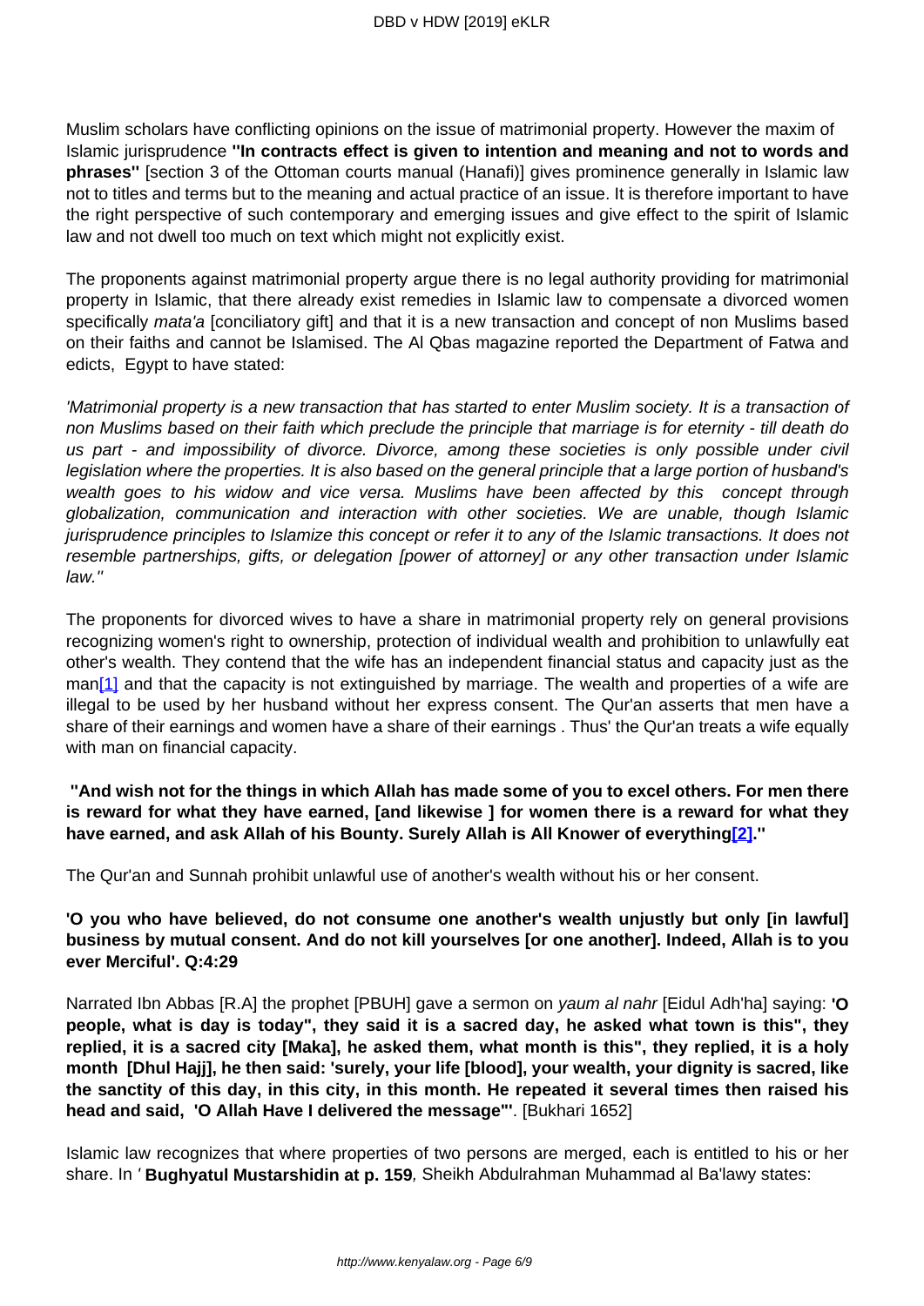Muslim scholars have conflicting opinions on the issue of matrimonial property. However the maxim of Islamic jurisprudence **"In contracts effect is given to intention and meaning and not to words and phrases"** [section 3 of the Ottoman courts manual (Hanafi)] gives prominence generally in Islamic law not to titles and terms but to the meaning and actual practice of an issue. It is therefore important to have the right perspective of such contemporary and emerging issues and give effect to the spirit of Islamic law and not dwell too much on text which might not explicitly exist.

The proponents against matrimonial property argue there is no legal authority providing for matrimonial property in Islamic, that there already exist remedies in Islamic law to compensate a divorced women specifically *mata'a* [conciliatory gift] and that it is a new transaction and concept of non Muslims based on their faiths and cannot be Islamised. The Al Qbas magazine reported the Department of Fatwa and edicts, Egypt to have stated:

*'Matrimonial property is a new transaction that has started to enter Muslim society. It is a transaction of non Muslims based on their faith which preclude the principle that marriage is for eternity - till death do us part - and impossibility of divorce. Divorce, among these societies is only possible under civil legislation where the properties. It is also based on the general principle that a large portion of husband's wealth goes to his widow and vice versa. Muslims have been affected by this concept through globalization, communication and interaction with other societies. We are unable, though Islamic jurisprudence principles to Islamize this concept or refer it to any of the Islamic transactions. It does not resemble partnerships, gifts, or delegation [power of attorney] or any other transaction under Islamic law."*

The proponents for divorced wives to have a share in matrimonial property rely on general provisions recognizing women's right to ownership, protection of individual wealth and prohibition to unlawfully eat other's wealth. They contend that the wife has an independent financial status and capacity just as the man[1] and that the capacity is not extinguished by marriage. The wealth and properties of a wife are illegal to be used by her husband without her express consent. The Qur'an asserts that men have a share of their earnings and women have a share of their earnings . Thus' the Qur'an treats a wife equally with man on financial capacity.

**"And wish not for the things in which Allah has made some of you to excel others. For men there is reward for what they have earned, [and likewise ] for women there is a reward for what they have earned, and ask Allah of his Bounty. Surely Allah is All Knower of everything[2]."**

The Qur'an and Sunnah prohibit unlawful use of another's wealth without his or her consent.

**'O you who have believed, do not consume one another's wealth unjustly but only [in lawful] business by mutual consent. And do not kill yourselves [or one another]. Indeed, Allah is to you ever Merciful'. Q:4:29**

Narrated Ibn Abbas [R.A] the prophet [PBUH] gave a sermon on *yaum al nahr* [Eidul Adh'ha] saying: **'O people, what is day is today", they said it is a sacred day, he asked what town is this", they replied, it is a sacred city [Maka], he asked them, what month is this", they replied, it is a holy month [Dhul Hajj], he then said: 'surely, your life [blood], your wealth, your dignity is sacred, like the sanctity of this day, in this city, in this month. He repeated it several times then raised his head and said, 'O Allah Have I delivered the message"'**. [Bukhari 1652]

Islamic law recognizes that where properties of two persons are merged, each is entitled to his or her share. In ' **Bughyatul Mustarshidin at p. 159***,* Sheikh Abdulrahman Muhammad al Ba'lawy states: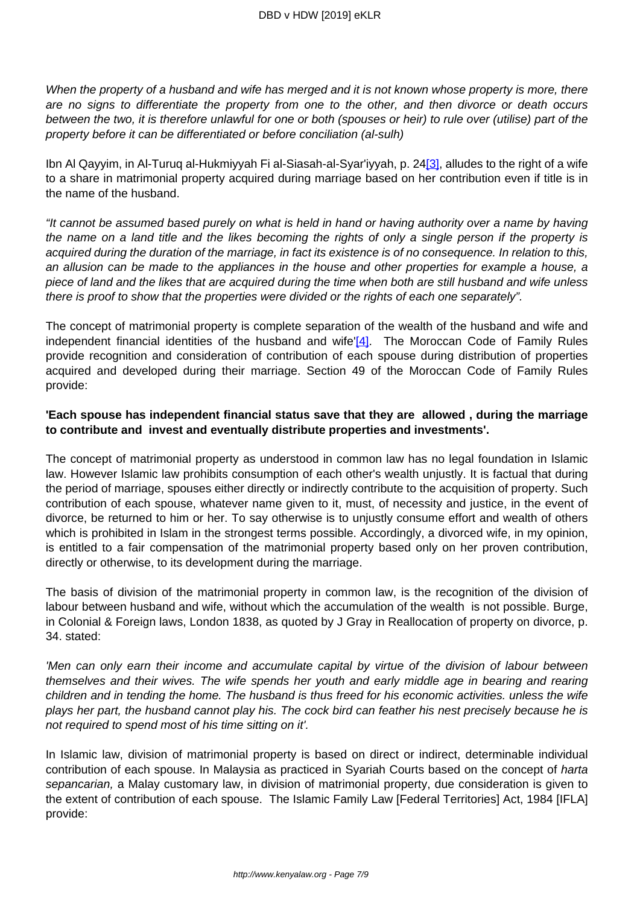*When the property of a husband and wife has merged and it is not known whose property is more, there are no signs to differentiate the property from one to the other, and then divorce or death occurs between the two, it is therefore unlawful for one or both (spouses or heir) to rule over (utilise) part of the property before it can be differentiated or before conciliation (al-sulh)*

Ibn Al Qayyim, in Al-Turuq al-Hukmiyyah Fi al-Siasah-al-Syar'iyyah, p. 24[3], alludes to the right of a wife to a share in matrimonial property acquired during marriage based on her contribution even if title is in the name of the husband.

*"It cannot be assumed based purely on what is held in hand or having authority over a name by having the name on a land title and the likes becoming the rights of only a single person if the property is acquired during the duration of the marriage, in fact its existence is of no consequence. In relation to this, an allusion can be made to the appliances in the house and other properties for example a house, a piece of land and the likes that are acquired during the time when both are still husband and wife unless there is proof to show that the properties were divided or the rights of each one separately".*

The concept of matrimonial property is complete separation of the wealth of the husband and wife and independent financial identities of the husband and wife'[4]. The Moroccan Code of Family Rules provide recognition and consideration of contribution of each spouse during distribution of properties acquired and developed during their marriage. Section 49 of the Moroccan Code of Family Rules provide:

**'Each spouse has independent financial status save that they are allowed , during the marriage to contribute and invest and eventually distribute properties and investments'.**

The concept of matrimonial property as understood in common law has no legal foundation in Islamic law. However Islamic law prohibits consumption of each other's wealth unjustly. It is factual that during the period of marriage, spouses either directly or indirectly contribute to the acquisition of property. Such contribution of each spouse, whatever name given to it, must, of necessity and justice, in the event of divorce, be returned to him or her. To say otherwise is to unjustly consume effort and wealth of others which is prohibited in Islam in the strongest terms possible. Accordingly, a divorced wife, in my opinion, is entitled to a fair compensation of the matrimonial property based only on her proven contribution, directly or otherwise, to its development during the marriage.

The basis of division of the matrimonial property in common law, is the recognition of the division of labour between husband and wife, without which the accumulation of the wealth is not possible. Burge, in Colonial & Foreign laws, London 1838, as quoted by J Gray in Reallocation of property on divorce, p. 34. stated:

*'Men can only earn their income and accumulate capital by virtue of the division of labour between themselves and their wives. The wife spends her youth and early middle age in bearing and rearing children and in tending the home. The husband is thus freed for his economic activities. unless the wife plays her part, the husband cannot play his. The cock bird can feather his nest precisely because he is not required to spend most of his time sitting on it'.*

In Islamic law, division of matrimonial property is based on direct or indirect, determinable individual contribution of each spouse. In Malaysia as practiced in Syariah Courts based on the concept of *harta sepancarian,* a Malay customary law, in division of matrimonial property, due consideration is given to the extent of contribution of each spouse. The Islamic Family Law [Federal Territories] Act, 1984 [IFLA] provide: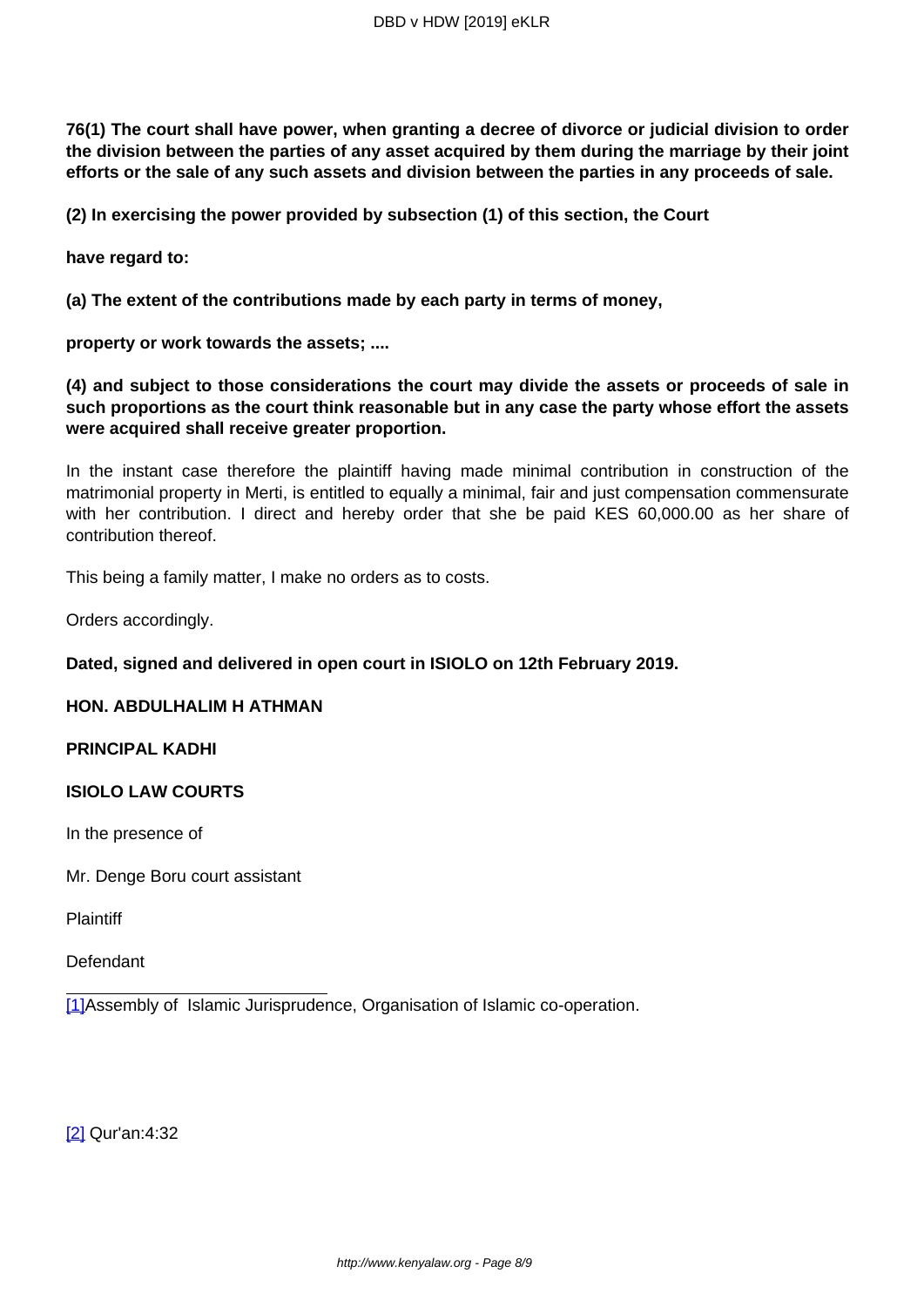**76(1) The court shall have power, when granting a decree of divorce or judicial division to order the division between the parties of any asset acquired by them during the marriage by their joint efforts or the sale of any such assets and division between the parties in any proceeds of sale.**

**(2) In exercising the power provided by subsection (1) of this section, the Court**

**have regard to:**

**(a) The extent of the contributions made by each party in terms of money,**

**property or work towards the assets; ....**

**(4) and subject to those considerations the court may divide the assets or proceeds of sale in such proportions as the court think reasonable but in any case the party whose effort the assets were acquired shall receive greater proportion.**

In the instant case therefore the plaintiff having made minimal contribution in construction of the matrimonial property in Merti, is entitled to equally a minimal, fair and just compensation commensurate with her contribution. I direct and hereby order that she be paid KES 60,000.00 as her share of contribution thereof.

This being a family matter, I make no orders as to costs.

Orders accordingly.

**Dated, signed and delivered in open court in ISIOLO on 12th February 2019.**

**HON. ABDULHALIM H ATHMAN**

**PRINCIPAL KADHI**

**ISIOLO LAW COURTS**

In the presence of

Mr. Denge Boru court assistant

Plaintiff

Defendant

---

[1] Assembly of Islamic Jurisprudence, Organisation of Islamic co-operation.

[2] Qur'an:4:32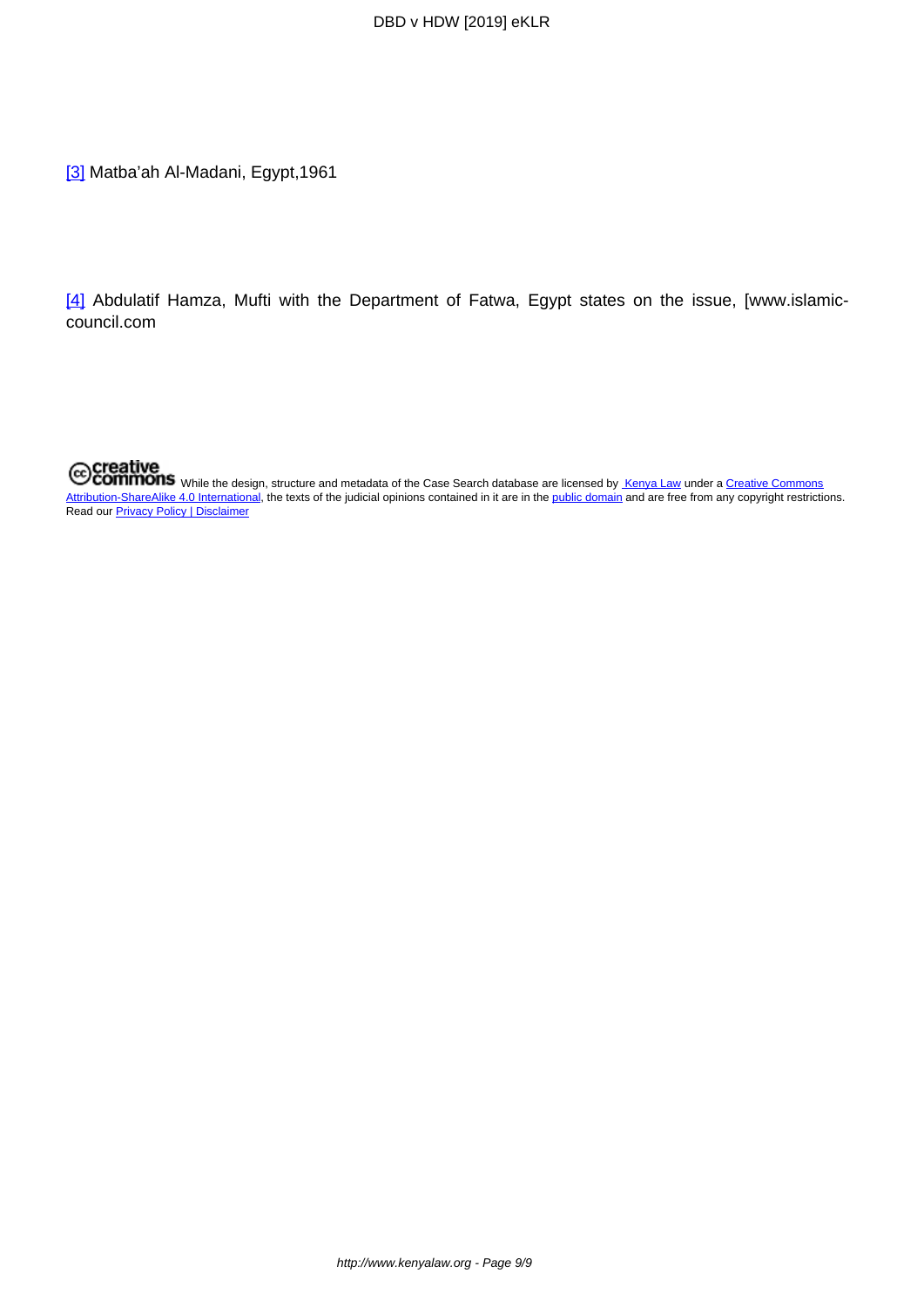[3] Matba'ah Al-Madani, Egypt,1961

[4] Abdulatif Hamza, Mufti with the Department of Fatwa, Egypt states on the issue, [www.islamic-council.com

While the design, structure and metadata of the Case Search database are licensed by Kenya Law under a Creative Commons Attribution-ShareAlike 4.0 International, the texts of the judicial opinions contained in it are in the public domain and are free from any copyright restrictions. Read our Privacy Policy | Disclaimer